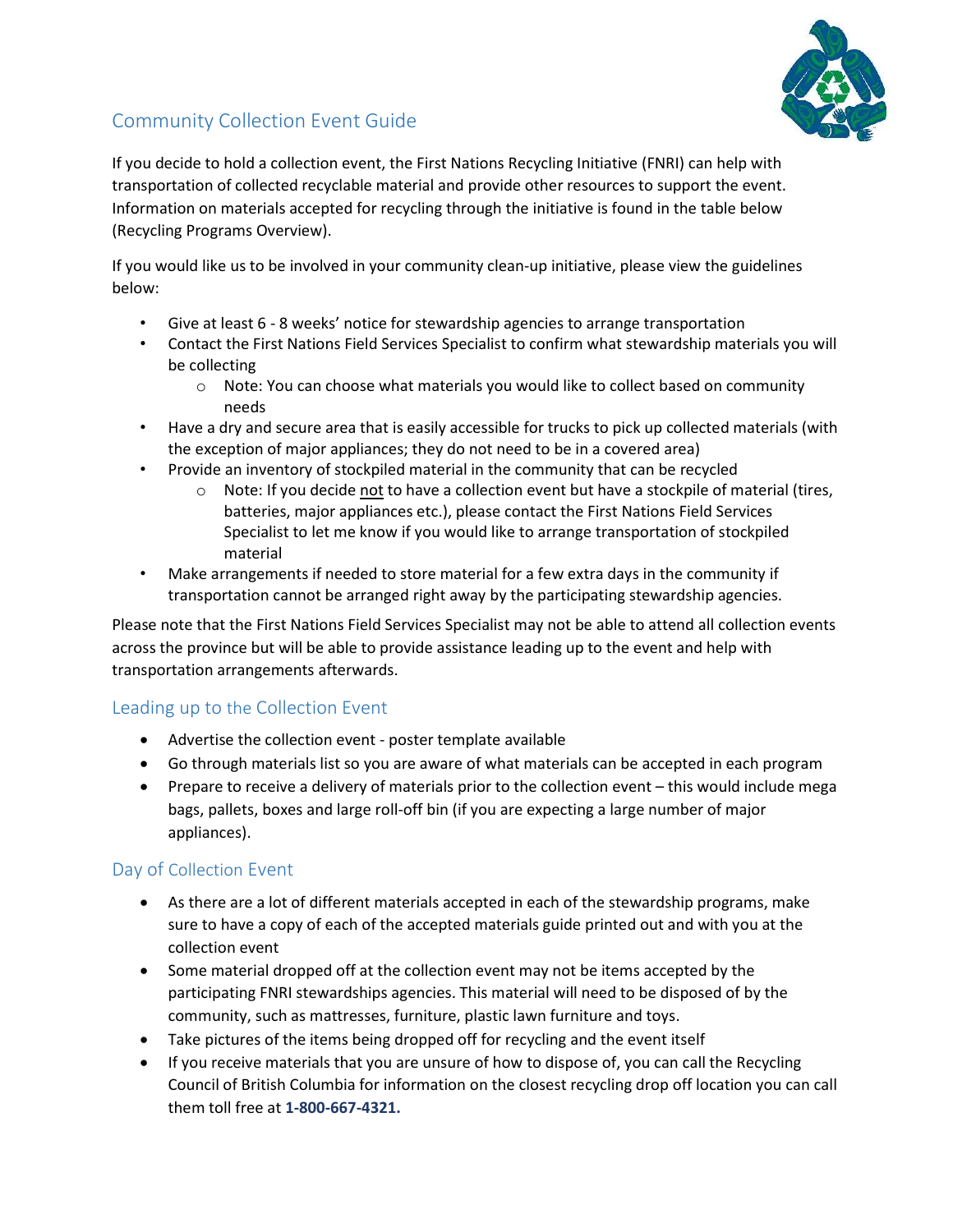## Community Collection Event Guide

If you decide to hold a collection event, the First Nations Recycling Initiative (FNRI) can help with transportation of collected recyclable material and provide other resources to support the event. Information on materials accepted for recycling through the initiative is found in the table below (Recycling Programs Overview).

If you would like us to be involved in your community clean-up initiative, please view the guidelines below:

- Give at least 6 - 8 weeks' notice for stewardship agencies to arrange transportation
- Contact the First Nations Field Services Specialist to confirm what stewardship materials you will be collecting
  - Note: You can choose what materials you would like to collect based on community needs
- Have a dry and secure area that is easily accessible for trucks to pick up collected materials (with the exception of major appliances; they do not need to be in a covered area)
- Provide an inventory of stockpiled material in the community that can be recycled
  - Note: If you decide not to have a collection event but have a stockpile of material (tires, batteries, major appliances etc.), please contact the First Nations Field Services Specialist to let me know if you would like to arrange transportation of stockpiled material
- Make arrangements if needed to store material for a few extra days in the community if transportation cannot be arranged right away by the participating stewardship agencies.

Please note that the First Nations Field Services Specialist may not be able to attend all collection events across the province but will be able to provide assistance leading up to the event and help with transportation arrangements afterwards.

### Leading up to the Collection Event

- Advertise the collection event - poster template available
- Go through materials list so you are aware of what materials can be accepted in each program
- Prepare to receive a delivery of materials prior to the collection event – this would include mega bags, pallets, boxes and large roll-off bin (if you are expecting a large number of major appliances).

### Day of Collection Event

- As there are a lot of different materials accepted in each of the stewardship programs, make sure to have a copy of each of the accepted materials guide printed out and with you at the collection event
- Some material dropped off at the collection event may not be items accepted by the participating FNRI stewardships agencies. This material will need to be disposed of by the community, such as mattresses, furniture, plastic lawn furniture and toys.
- Take pictures of the items being dropped off for recycling and the event itself
- If you receive materials that you are unsure of how to dispose of, you can call the Recycling Council of British Columbia for information on the closest recycling drop off location you can call them toll free at **1-800-667-4321.**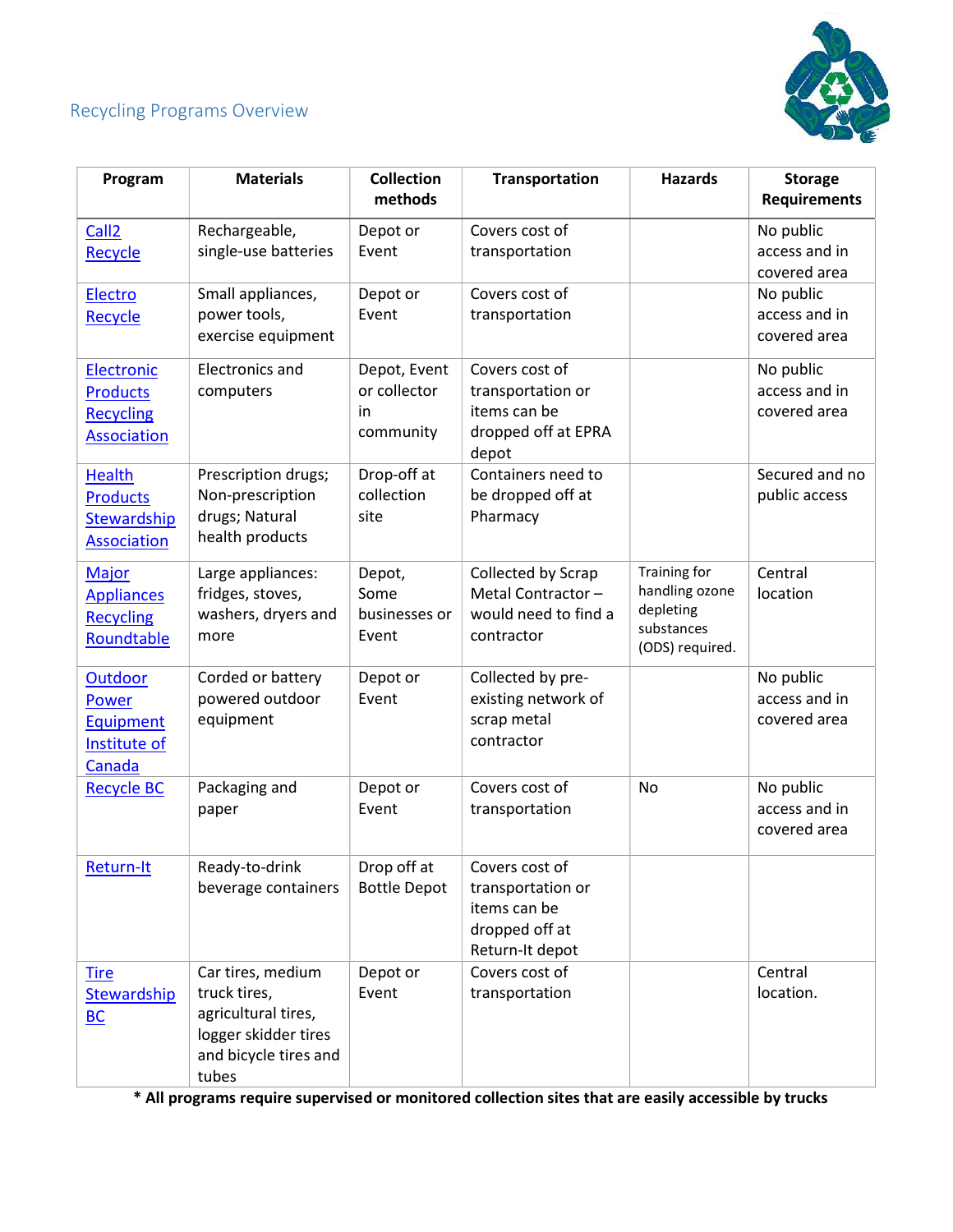## Recycling Programs Overview

| Program | Materials | Collection methods | Transportation | Hazards | Storage Requirements |
|---|---|---|---|---|---|
| Call2 Recycle | Rechargeable, single-use batteries | Depot or Event | Covers cost of transportation | | No public access and in covered area |
| Electro Recycle | Small appliances, power tools, exercise equipment | Depot or Event | Covers cost of transportation | | No public access and in covered area |
| Electronic Products Recycling Association | Electronics and computers | Depot, Event or collector in community | Covers cost of transportation or items can be dropped off at EPRA depot | | No public access and in covered area |
| Health Products Stewardship Association | Prescription drugs; Non-prescription drugs; Natural health products | Drop-off at collection site | Containers need to be dropped off at Pharmacy | | Secured and no public access |
| Major Appliances Recycling Roundtable | Large appliances: fridges, stoves, washers, dryers and more | Depot, Some businesses or Event | Collected by Scrap Metal Contractor – would need to find a contractor | Training for handling ozone depleting substances (ODS) required. | Central location |
| Outdoor Power Equipment Institute of Canada | Corded or battery powered outdoor equipment | Depot or Event | Collected by pre-existing network of scrap metal contractor | | No public access and in covered area |
| Recycle BC | Packaging and paper | Depot or Event | Covers cost of transportation | No | No public access and in covered area |
| Return-It | Ready-to-drink beverage containers | Drop off at Bottle Depot | Covers cost of transportation or items can be dropped off at Return-It depot | | |
| Tire Stewardship BC | Car tires, medium truck tires, agricultural tires, logger skidder tires and bicycle tires and tubes | Depot or Event | Covers cost of transportation | | Central location. |

**\* All programs require supervised or monitored collection sites that are easily accessible by trucks**